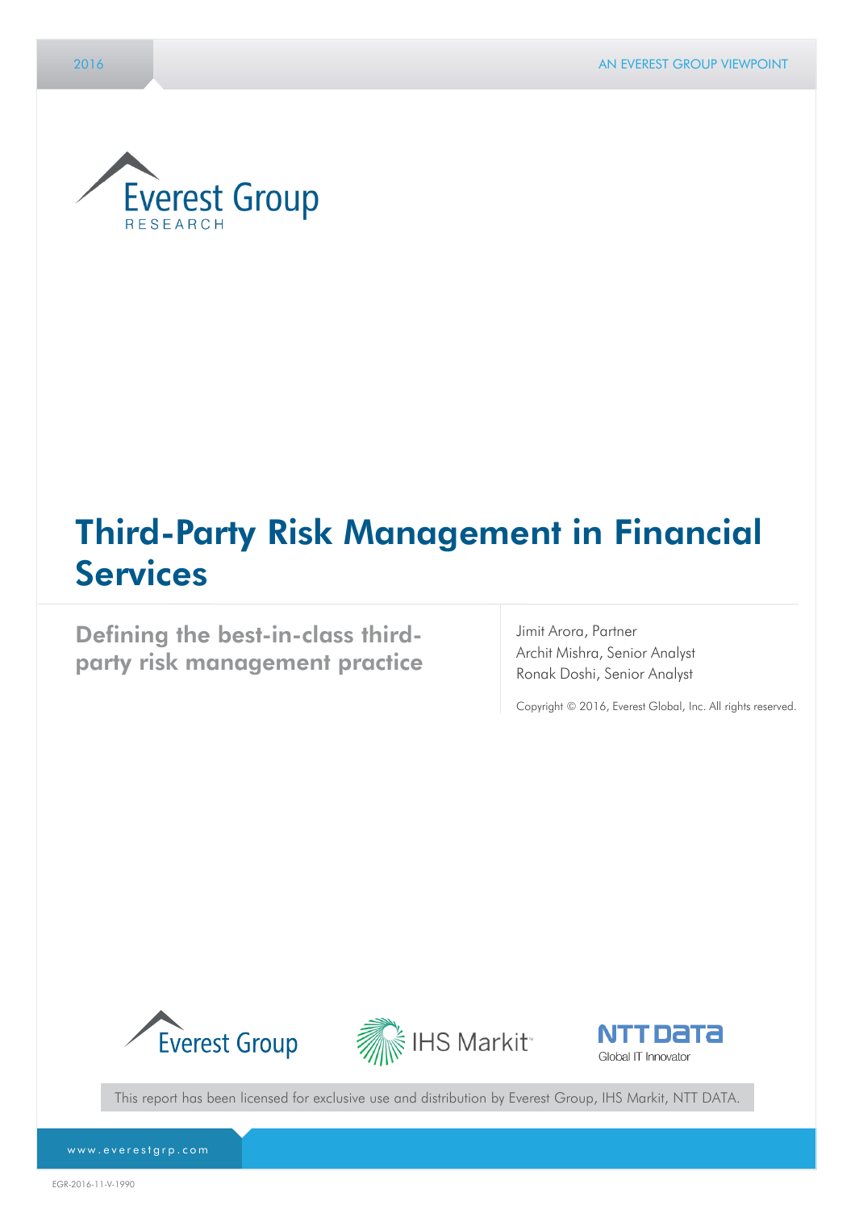2016 | AN EVEREST GROUP VIEWPOINT

Everest Group
RESEARCH

# Third-Party Risk Management in Financial Services

## Defining the best-in-class third-party risk management practice

Jimit Arora, Partner
Archit Mishra, Senior Analyst
Ronak Doshi, Senior Analyst

Copyright © 2016, Everest Global, Inc. All rights reserved.

Everest Group | IHS Markit | NTT DATA Global IT Innovator

This report has been licensed for exclusive use and distribution by Everest Group, IHS Markit, NTT DATA.

www.everestgrp.com

EGR-2016-11-V-1990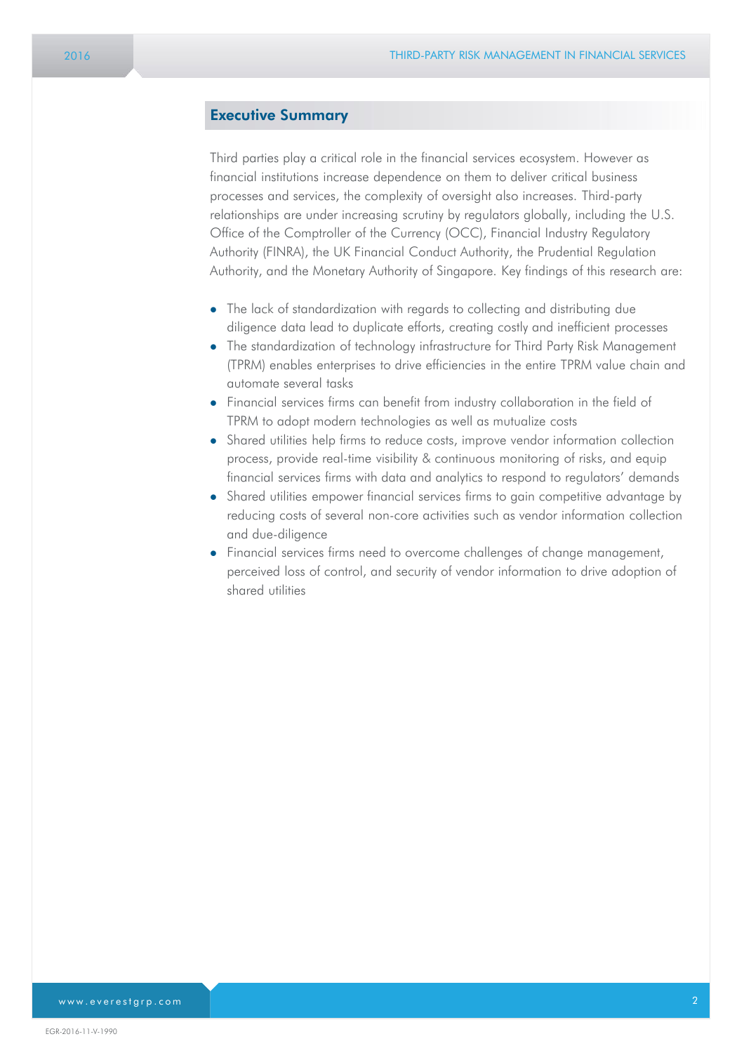## Executive Summary

Third parties play a critical role in the financial services ecosystem. However as financial institutions increase dependence on them to deliver critical business processes and services, the complexity of oversight also increases. Third-party relationships are under increasing scrutiny by regulators globally, including the U.S. Office of the Comptroller of the Currency (OCC), Financial Industry Regulatory Authority (FINRA), the UK Financial Conduct Authority, the Prudential Regulation Authority, and the Monetary Authority of Singapore. Key findings of this research are:

- The lack of standardization with regards to collecting and distributing due diligence data lead to duplicate efforts, creating costly and inefficient processes
- The standardization of technology infrastructure for Third Party Risk Management (TPRM) enables enterprises to drive efficiencies in the entire TPRM value chain and automate several tasks
- Financial services firms can benefit from industry collaboration in the field of TPRM to adopt modern technologies as well as mutualize costs
- Shared utilities help firms to reduce costs, improve vendor information collection process, provide real-time visibility & continuous monitoring of risks, and equip financial services firms with data and analytics to respond to regulators' demands
- Shared utilities empower financial services firms to gain competitive advantage by reducing costs of several non-core activities such as vendor information collection and due-diligence
- Financial services firms need to overcome challenges of change management, perceived loss of control, and security of vendor information to drive adoption of shared utilities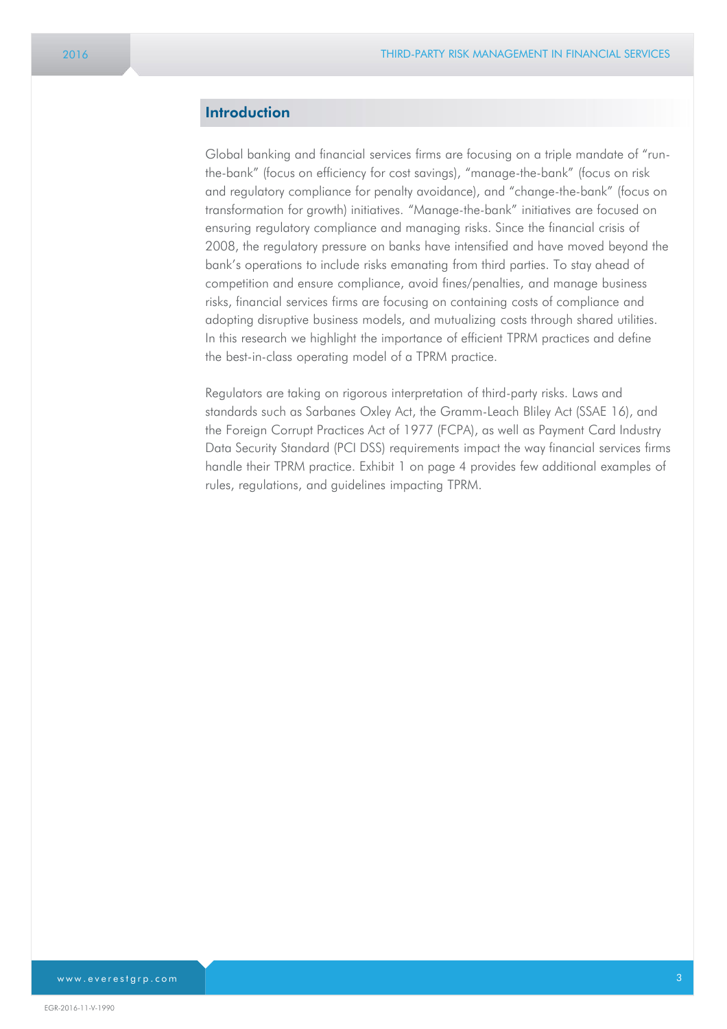## Introduction

Global banking and financial services firms are focusing on a triple mandate of "run-the-bank" (focus on efficiency for cost savings), "manage-the-bank" (focus on risk and regulatory compliance for penalty avoidance), and "change-the-bank" (focus on transformation for growth) initiatives. "Manage-the-bank" initiatives are focused on ensuring regulatory compliance and managing risks. Since the financial crisis of 2008, the regulatory pressure on banks have intensified and have moved beyond the bank's operations to include risks emanating from third parties. To stay ahead of competition and ensure compliance, avoid fines/penalties, and manage business risks, financial services firms are focusing on containing costs of compliance and adopting disruptive business models, and mutualizing costs through shared utilities. In this research we highlight the importance of efficient TPRM practices and define the best-in-class operating model of a TPRM practice.

Regulators are taking on rigorous interpretation of third-party risks. Laws and standards such as Sarbanes Oxley Act, the Gramm-Leach Bliley Act (SSAE 16), and the Foreign Corrupt Practices Act of 1977 (FCPA), as well as Payment Card Industry Data Security Standard (PCI DSS) requirements impact the way financial services firms handle their TPRM practice. Exhibit 1 on page 4 provides few additional examples of rules, regulations, and guidelines impacting TPRM.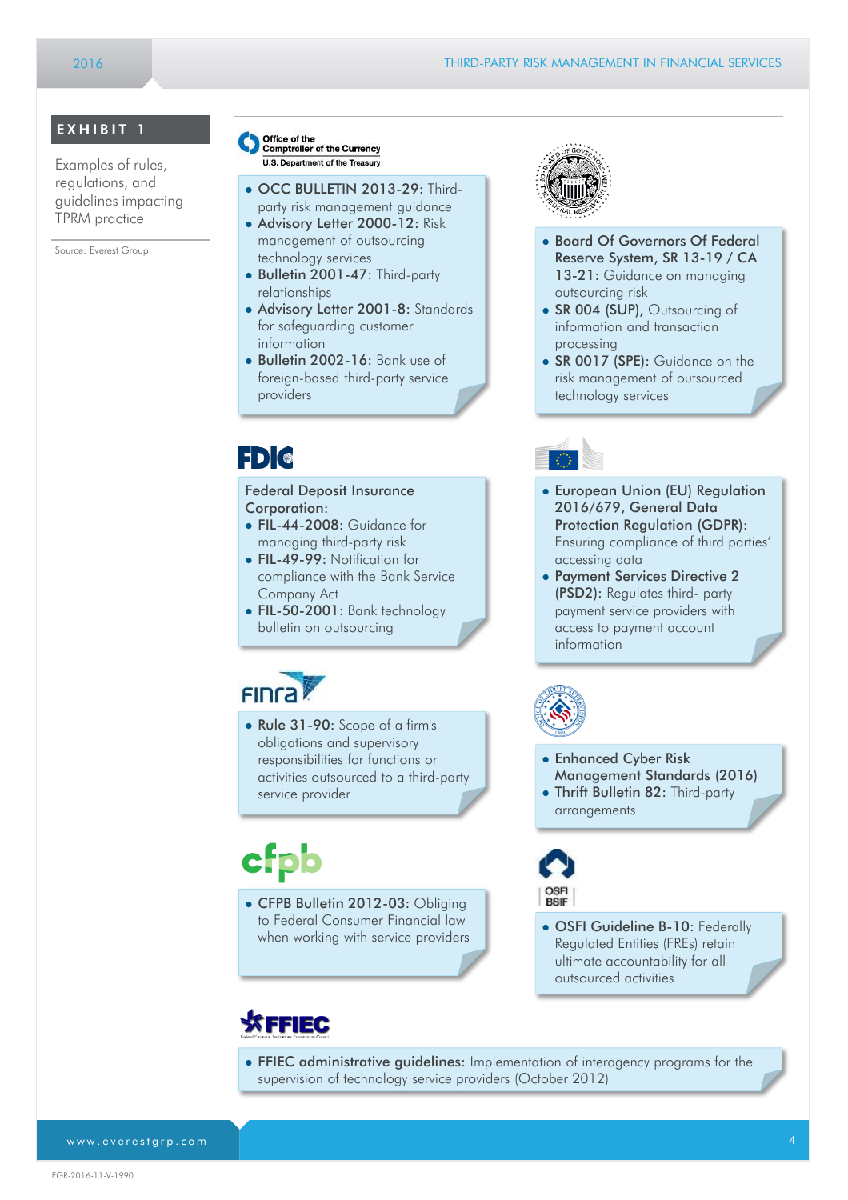## EXHIBIT 1

Examples of rules, regulations, and guidelines impacting TPRM practice

Source: Everest Group

**Office of the Comptroller of the Currency**
U.S. Department of the Treasury

- **OCC BULLETIN 2013-29:** Third-party risk management guidance
- **Advisory Letter 2000-12:** Risk management of outsourcing technology services
- **Bulletin 2001-47:** Third-party relationships
- **Advisory Letter 2001-8:** Standards for safeguarding customer information
- **Bulletin 2002-16:** Bank use of foreign-based third-party service providers

**Board of Governors of the Federal Reserve System**

- **Board Of Governors Of Federal Reserve System, SR 13-19 / CA 13-21:** Guidance on managing outsourcing risk
- **SR 004 (SUP),** Outsourcing of information and transaction processing
- **SR 0017 (SPE):** Guidance on the risk management of outsourced technology services

**FDIC**

Federal Deposit Insurance Corporation:

- **FIL-44-2008:** Guidance for managing third-party risk
- **FIL-49-99:** Notification for compliance with the Bank Service Company Act
- **FIL-50-2001:** Bank technology bulletin on outsourcing

**European Union**

- **European Union (EU) Regulation 2016/679, General Data Protection Regulation (GDPR):** Ensuring compliance of third parties' accessing data
- **Payment Services Directive 2 (PSD2):** Regulates third- party payment service providers with access to payment account information

**FINRA**

- **Rule 31-90:** Scope of a firm's obligations and supervisory responsibilities for functions or activities outsourced to a third-party service provider

**Office of Thrift Supervision**

- **Enhanced Cyber Risk Management Standards (2016)**
- **Thrift Bulletin 82:** Third-party arrangements

**cfpb**

- **CFPB Bulletin 2012-03:** Obliging to Federal Consumer Financial law when working with service providers

**OSFI BSIF**

- **OSFI Guideline B-10:** Federally Regulated Entities (FREs) retain ultimate accountability for all outsourced activities

**FFIEC**

- **FFIEC administrative guidelines:** Implementation of interagency programs for the supervision of technology service providers (October 2012)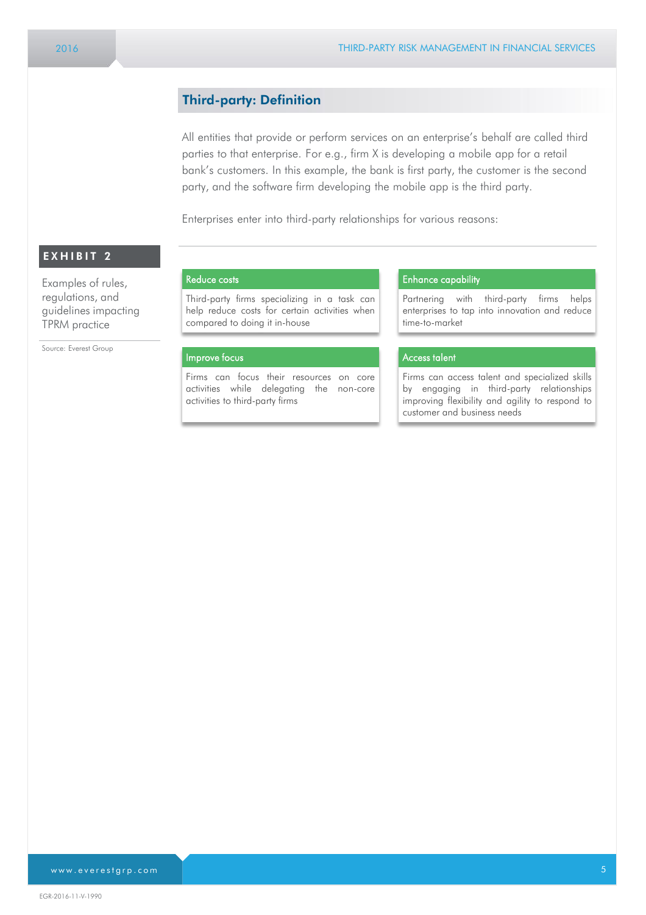## Third-party: Definition

All entities that provide or perform services on an enterprise's behalf are called third parties to that enterprise. For e.g., firm X is developing a mobile app for a retail bank's customers. In this example, the bank is first party, the customer is the second party, and the software firm developing the mobile app is the third party.

Enterprises enter into third-party relationships for various reasons:

**EXHIBIT 2**

Examples of rules, regulations, and guidelines impacting TPRM practice

Source: Everest Group

**Reduce costs**

Third-party firms specializing in a task can help reduce costs for certain activities when compared to doing it in-house

**Enhance capability**

Partnering with third-party firms helps enterprises to tap into innovation and reduce time-to-market

**Improve focus**

Firms can focus their resources on core activities while delegating the non-core activities to third-party firms

**Access talent**

Firms can access talent and specialized skills by engaging in third-party relationships improving flexibility and agility to respond to customer and business needs

EGR-2016-11-V-1990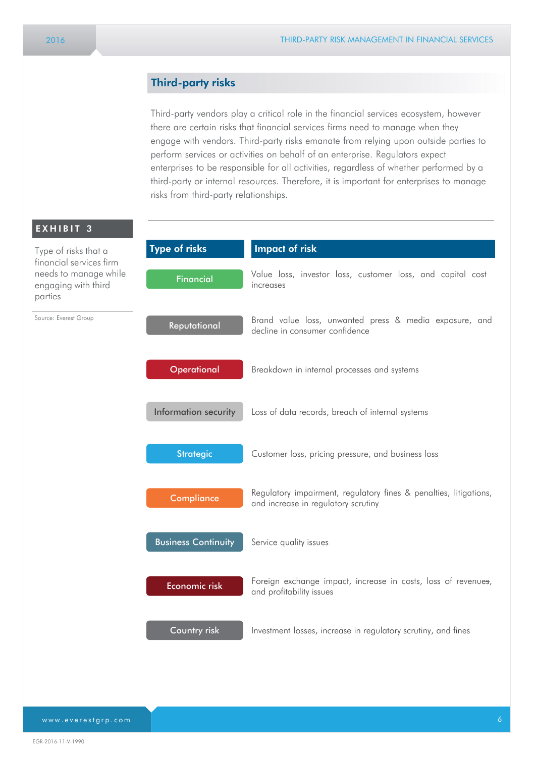## Third-party risks

Third-party vendors play a critical role in the financial services ecosystem, however there are certain risks that financial services firms need to manage when they engage with vendors. Third-party risks emanate from relying upon outside parties to perform services or activities on behalf of an enterprise. Regulators expect enterprises to be responsible for all activities, regardless of whether performed by a third-party or internal resources. Therefore, it is important for enterprises to manage risks from third-party relationships.

**EXHIBIT 3**

Type of risks that a financial services firm needs to manage while engaging with third parties

Source: Everest Group

| Type of risks | Impact of risk |
|---|---|
| Financial | Value loss, investor loss, customer loss, and capital cost increases |
| Reputational | Brand value loss, unwanted press & media exposure, and decline in consumer confidence |
| Operational | Breakdown in internal processes and systems |
| Information security | Loss of data records, breach of internal systems |
| Strategic | Customer loss, pricing pressure, and business loss |
| Compliance | Regulatory impairment, regulatory fines & penalties, litigations, and increase in regulatory scrutiny |
| Business Continuity | Service quality issues |
| Economic risk | Foreign exchange impact, increase in costs, loss of revenues, and profitability issues |
| Country risk | Investment losses, increase in regulatory scrutiny, and fines |

EGR-2016-11-V-1990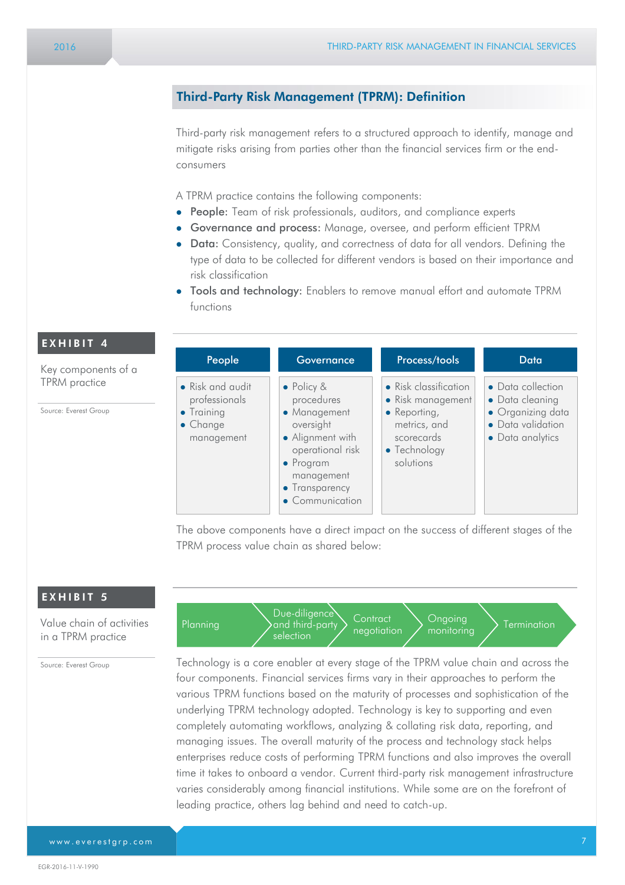## Third-Party Risk Management (TPRM): Definition

Third-party risk management refers to a structured approach to identify, manage and mitigate risks arising from parties other than the financial services firm or the end-consumers

A TPRM practice contains the following components:

- **People:** Team of risk professionals, auditors, and compliance experts
- **Governance and process:** Manage, oversee, and perform efficient TPRM
- **Data:** Consistency, quality, and correctness of data for all vendors. Defining the type of data to be collected for different vendors is based on their importance and risk classification
- **Tools and technology:** Enablers to remove manual effort and automate TPRM functions

**EXHIBIT 4**

Key components of a TPRM practice

Source: Everest Group

| People | Governance | Process/tools | Data |
|---|---|---|---|
| • Risk and audit professionals<br>• Training<br>• Change management | • Policy & procedures<br>• Management oversight<br>• Alignment with operational risk<br>• Program management<br>• Transparency<br>• Communication | • Risk classification<br>• Risk management<br>• Reporting, metrics, and scorecards<br>• Technology solutions | • Data collection<br>• Data cleaning<br>• Organizing data<br>• Data validation<br>• Data analytics |

The above components have a direct impact on the success of different stages of the TPRM process value chain as shared below:

**EXHIBIT 5**

Value chain of activities in a TPRM practice

Source: Everest Group

Planning → Due-diligence and third-party selection → Contract negotiation → Ongoing monitoring → Termination

Technology is a core enabler at every stage of the TPRM value chain and across the four components. Financial services firms vary in their approaches to perform the various TPRM functions based on the maturity of processes and sophistication of the underlying TPRM technology adopted. Technology is key to supporting and even completely automating workflows, analyzing & collating risk data, reporting, and managing issues. The overall maturity of the process and technology stack helps enterprises reduce costs of performing TPRM functions and also improves the overall time it takes to onboard a vendor. Current third-party risk management infrastructure varies considerably among financial institutions. While some are on the forefront of leading practice, others lag behind and need to catch-up.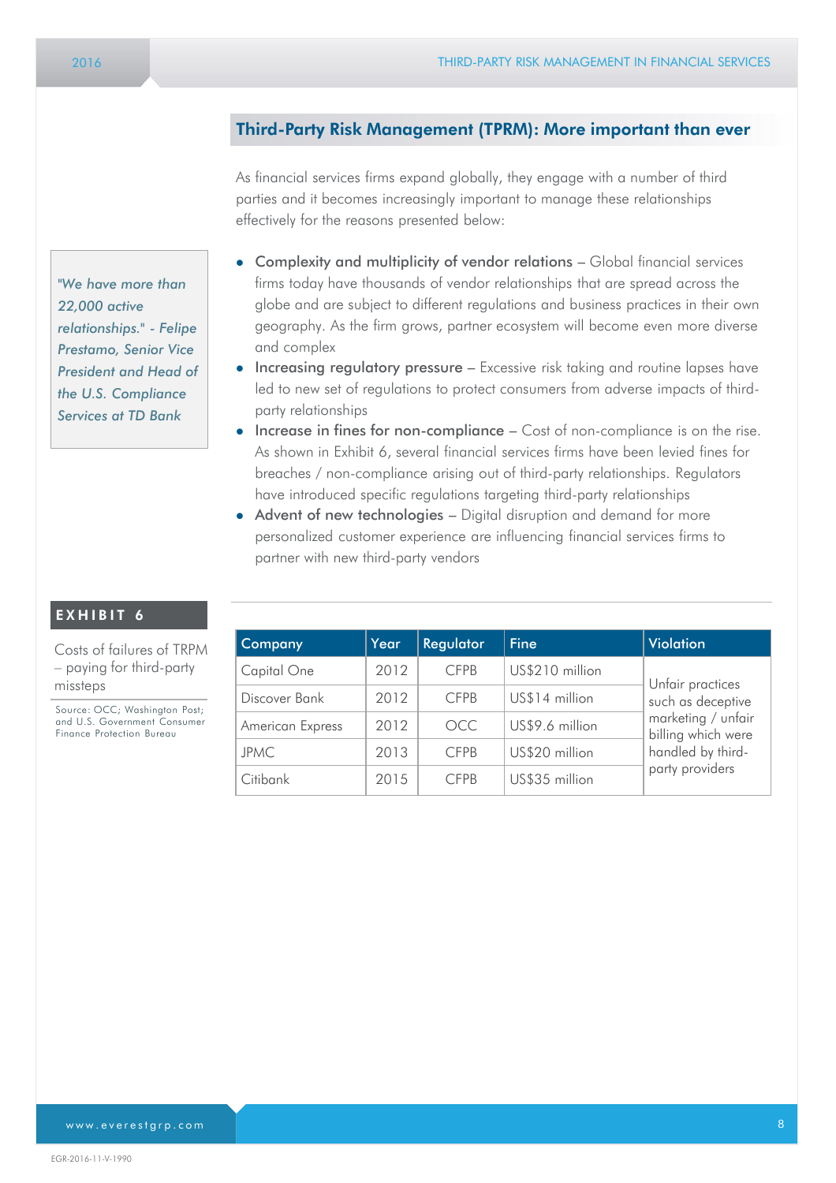## Third-Party Risk Management (TPRM): More important than ever

As financial services firms expand globally, they engage with a number of third parties and it becomes increasingly important to manage these relationships effectively for the reasons presented below:

*"We have more than 22,000 active relationships." - Felipe Prestamo, Senior Vice President and Head of the U.S. Compliance Services at TD Bank*

- **Complexity and multiplicity of vendor relations** – Global financial services firms today have thousands of vendor relationships that are spread across the globe and are subject to different regulations and business practices in their own geography. As the firm grows, partner ecosystem will become even more diverse and complex
- **Increasing regulatory pressure** – Excessive risk taking and routine lapses have led to new set of regulations to protect consumers from adverse impacts of third-party relationships
- **Increase in fines for non-compliance** – Cost of non-compliance is on the rise. As shown in Exhibit 6, several financial services firms have been levied fines for breaches / non-compliance arising out of third-party relationships. Regulators have introduced specific regulations targeting third-party relationships
- **Advent of new technologies** – Digital disruption and demand for more personalized customer experience are influencing financial services firms to partner with new third-party vendors

**EXHIBIT 6**

Costs of failures of TRPM – paying for third-party missteps

Source: OCC; Washington Post; and U.S. Government Consumer Finance Protection Bureau

| Company | Year | Regulator | Fine | Violation |
|---|---|---|---|---|
| Capital One | 2012 | CFPB | US$210 million | Unfair practices such as deceptive marketing / unfair billing which were handled by third-party providers |
| Discover Bank | 2012 | CFPB | US$14 million | |
| American Express | 2012 | OCC | US$9.6 million | |
| JPMC | 2013 | CFPB | US$20 million | |
| Citibank | 2015 | CFPB | US$35 million | |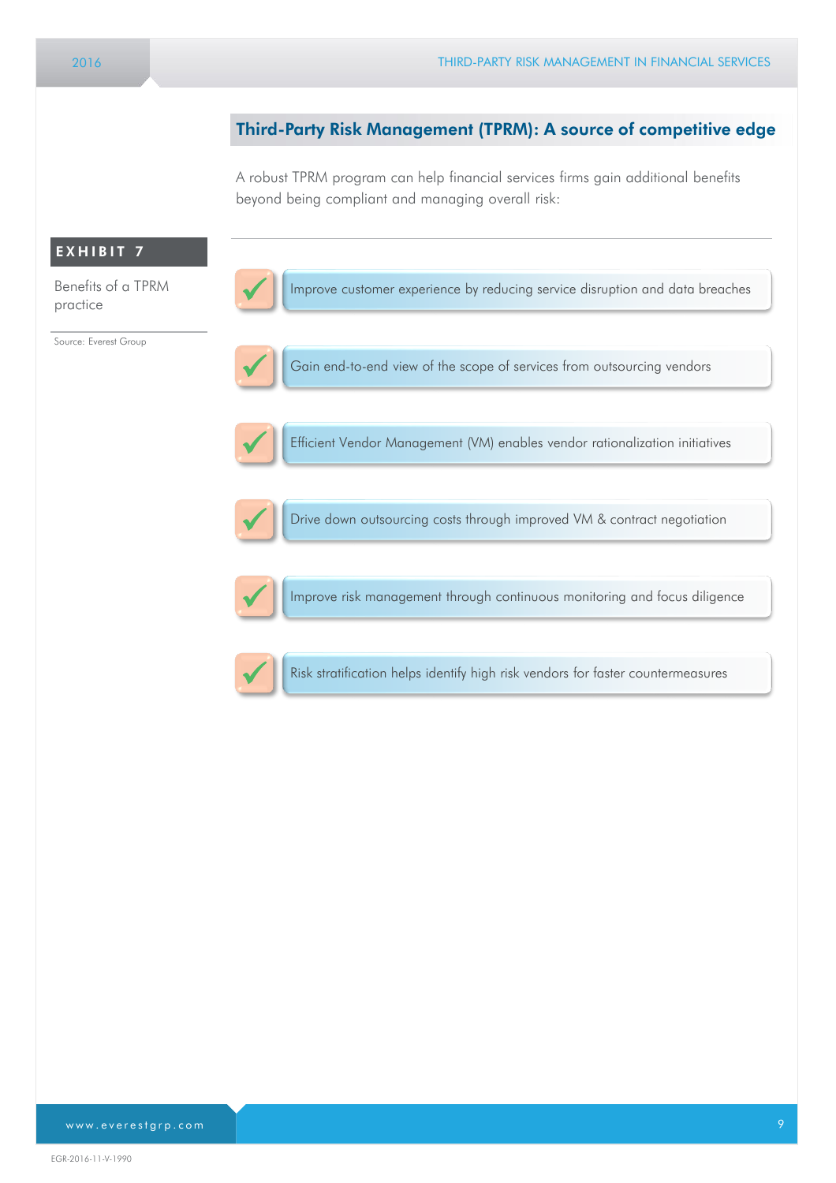## Third-Party Risk Management (TPRM): A source of competitive edge

A robust TPRM program can help financial services firms gain additional benefits beyond being compliant and managing overall risk:

**EXHIBIT 7**

Benefits of a TPRM practice

Source: Everest Group

- ✓ Improve customer experience by reducing service disruption and data breaches
- ✓ Gain end-to-end view of the scope of services from outsourcing vendors
- ✓ Efficient Vendor Management (VM) enables vendor rationalization initiatives
- ✓ Drive down outsourcing costs through improved VM & contract negotiation
- ✓ Improve risk management through continuous monitoring and focus diligence
- ✓ Risk stratification helps identify high risk vendors for faster countermeasures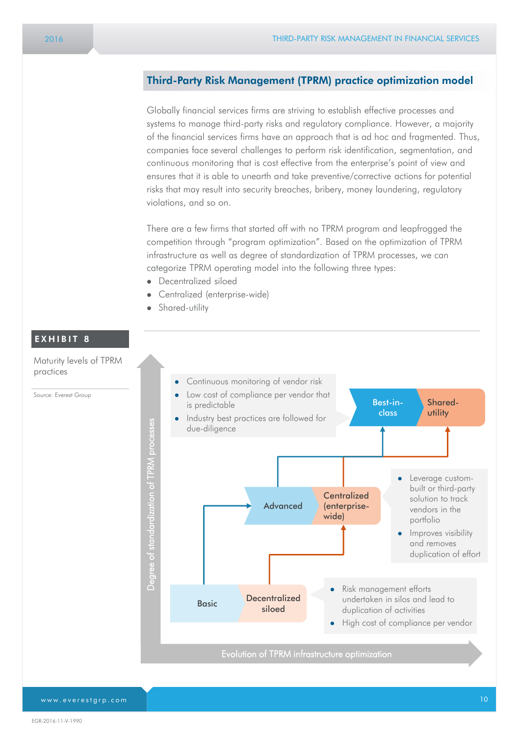## Third-Party Risk Management (TPRM) practice optimization model

Globally financial services firms are striving to establish effective processes and systems to manage third-party risks and regulatory compliance. However, a majority of the financial services firms have an approach that is ad hoc and fragmented. Thus, companies face several challenges to perform risk identification, segmentation, and continuous monitoring that is cost effective from the enterprise's point of view and ensures that it is able to unearth and take preventive/corrective actions for potential risks that may result into security breaches, bribery, money laundering, regulatory violations, and so on.

There are a few firms that started off with no TPRM program and leapfrogged the competition through "program optimization". Based on the optimization of TPRM infrastructure as well as degree of standardization of TPRM processes, we can categorize TPRM operating model into the following three types:

- Decentralized siloed
- Centralized (enterprise-wide)
- Shared-utility

**EXHIBIT 8**

Maturity levels of TPRM practices

Source: Everest Group

Degree of standardization of TPRM processes (vertical axis) / Evolution of TPRM infrastructure optimization (horizontal axis)

**Best-in-class / Shared-utility**
- Continuous monitoring of vendor risk
- Low cost of compliance per vendor that is predictable
- Industry best practices are followed for due-diligence

**Advanced / Centralized (enterprise-wide)**
- Leverage custom-built or third-party solution to track vendors in the portfolio
- Improves visibility and removes duplication of effort

**Basic / Decentralized siloed**
- Risk management efforts undertaken in silos and lead to duplication of activities
- High cost of compliance per vendor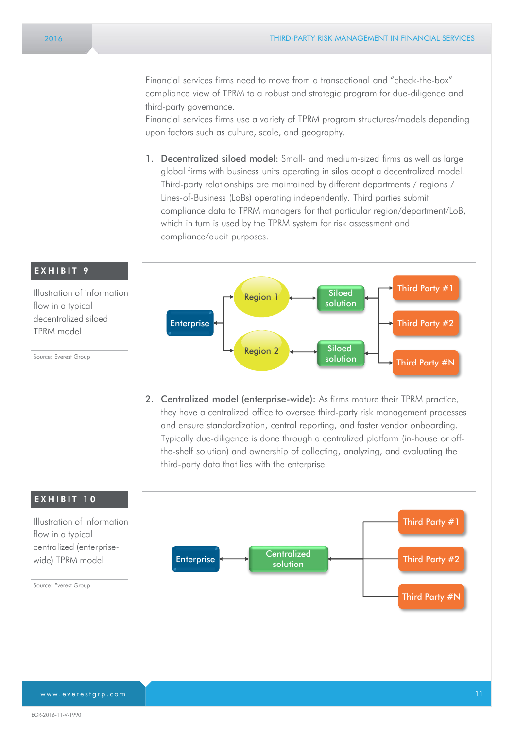Financial services firms need to move from a transactional and "check-the-box" compliance view of TPRM to a robust and strategic program for due-diligence and third-party governance.
Financial services firms use a variety of TPRM program structures/models depending upon factors such as culture, scale, and geography.

1. **Decentralized siloed model:** Small- and medium-sized firms as well as large global firms with business units operating in silos adopt a decentralized model. Third-party relationships are maintained by different departments / regions / Lines-of-Business (LoBs) operating independently. Third parties submit compliance data to TPRM managers for that particular region/department/LoB, which in turn is used by the TPRM system for risk assessment and compliance/audit purposes.

**EXHIBIT 9**

Illustration of information flow in a typical decentralized siloed TPRM model

Source: Everest Group

Enterprise — Region 1 — Siloed solution — Third Party #1, Third Party #2, Third Party #N

Enterprise — Region 2 — Siloed solution — Third Party #1, Third Party #2, Third Party #N

2. **Centralized model (enterprise-wide):** As firms mature their TPRM practice, they have a centralized office to oversee third-party risk management processes and ensure standardization, central reporting, and faster vendor onboarding. Typically due-diligence is done through a centralized platform (in-house or off-the-shelf solution) and ownership of collecting, analyzing, and evaluating the third-party data that lies with the enterprise

**EXHIBIT 10**

Illustration of information flow in a typical centralized (enterprise-wide) TPRM model

Source: Everest Group

Enterprise — Centralized solution — Third Party #1, Third Party #2, Third Party #N

EGR-2016-11-V-1990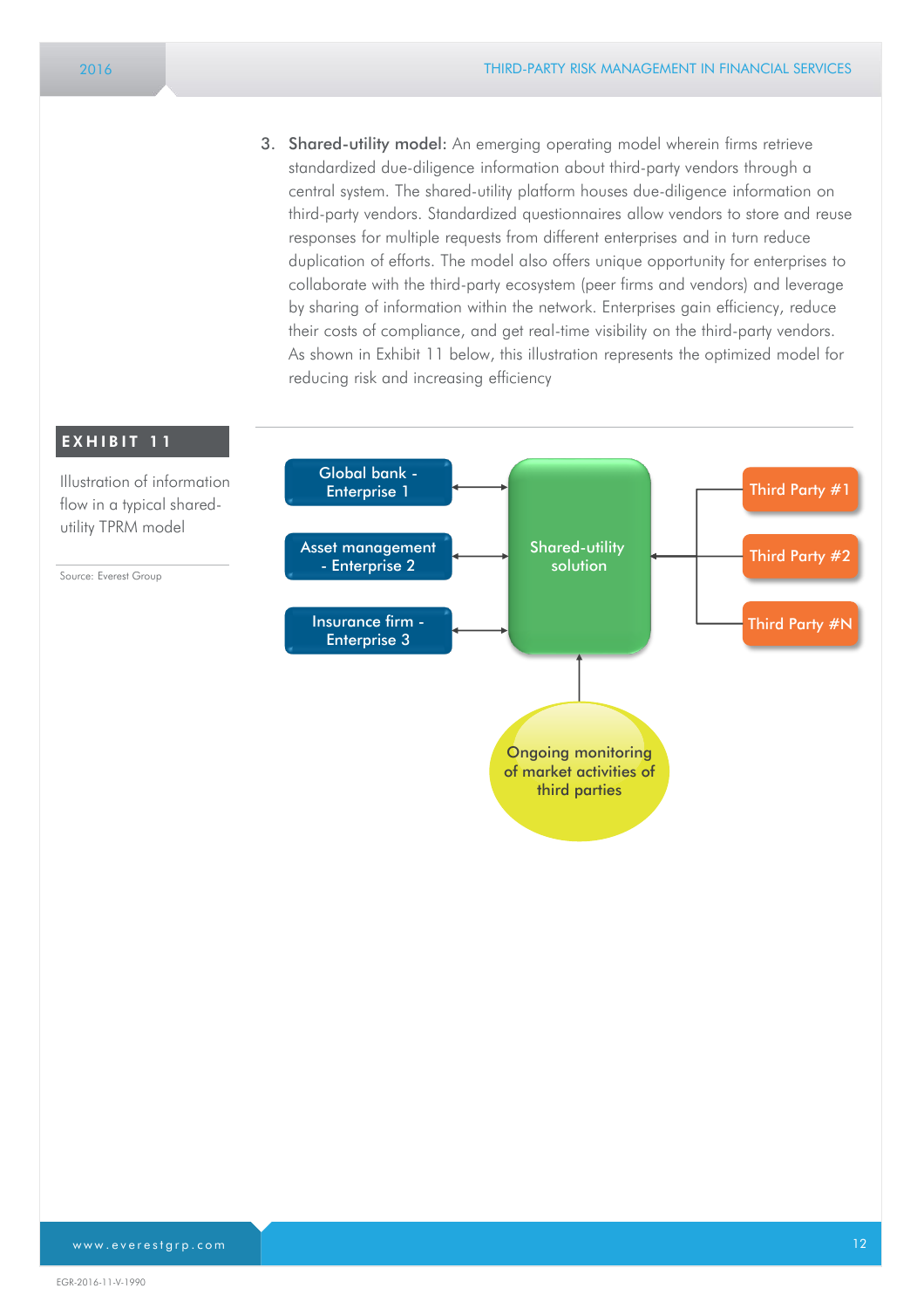3. **Shared-utility model:** An emerging operating model wherein firms retrieve standardized due-diligence information about third-party vendors through a central system. The shared-utility platform houses due-diligence information on third-party vendors. Standardized questionnaires allow vendors to store and reuse responses for multiple requests from different enterprises and in turn reduce duplication of efforts. The model also offers unique opportunity for enterprises to collaborate with the third-party ecosystem (peer firms and vendors) and leverage by sharing of information within the network. Enterprises gain efficiency, reduce their costs of compliance, and get real-time visibility on the third-party vendors. As shown in Exhibit 11 below, this illustration represents the optimized model for reducing risk and increasing efficiency

**EXHIBIT 11**

Illustration of information flow in a typical shared-utility TPRM model

Source: Everest Group

Global bank - Enterprise 1

Asset management - Enterprise 2

Insurance firm - Enterprise 3

Shared-utility solution

Third Party #1

Third Party #2

Third Party #N

Ongoing monitoring of market activities of third parties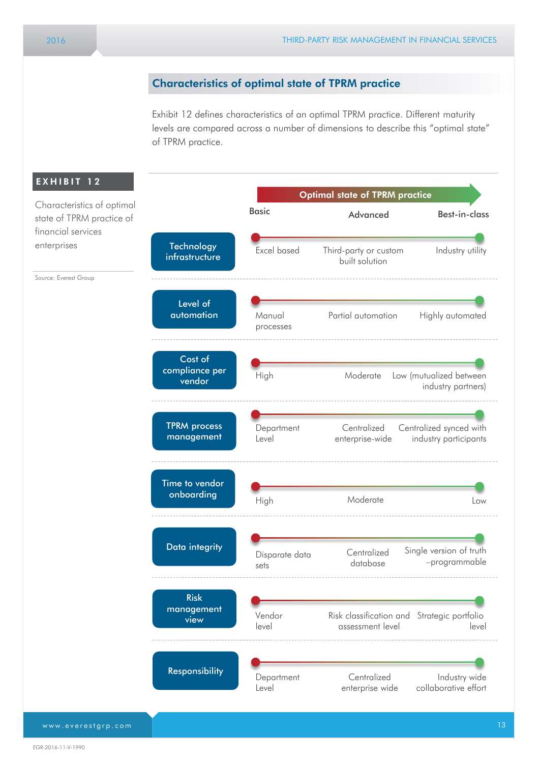## Characteristics of optimal state of TPRM practice

Exhibit 12 defines characteristics of an optimal TPRM practice. Different maturity levels are compared across a number of dimensions to describe this "optimal state" of TPRM practice.

**EXHIBIT 12**

Characteristics of optimal state of TPRM practice of financial services enterprises

Source: Everest Group

**Optimal state of TPRM practice**

| Dimension | Basic | Advanced | Best-in-class |
|---|---|---|---|
| Technology infrastructure | Excel based | Third-party or custom built solution | Industry utility |
| Level of automation | Manual processes | Partial automation | Highly automated |
| Cost of compliance per vendor | High | Moderate | Low (mutualized between industry partners) |
| TPRM process management | Department Level | Centralized enterprise-wide | Centralized synced with industry participants |
| Time to vendor onboarding | High | Moderate | Low |
| Data integrity | Disparate data sets | Centralized database | Single version of truth –programmable |
| Risk management view | Vendor level | Risk classification and assessment level | Strategic portfolio level |
| Responsibility | Department Level | Centralized enterprise wide | Industry wide collaborative effort |

www.everestgrp.com

EGR-2016-11-V-1990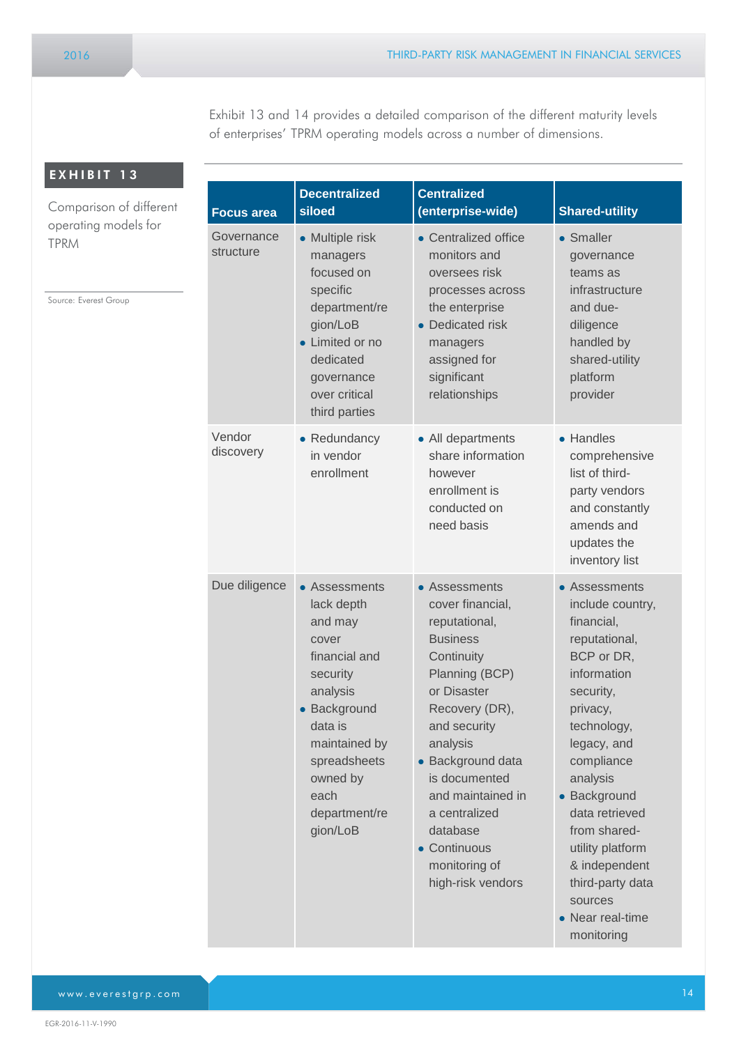Exhibit 13 and 14 provides a detailed comparison of the different maturity levels of enterprises' TPRM operating models across a number of dimensions.

**EXHIBIT 13**

Comparison of different operating models for TPRM

Source: Everest Group

| Focus area | Decentralized siloed | Centralized (enterprise-wide) | Shared-utility |
|---|---|---|---|
| Governance structure | • Multiple risk managers focused on specific department/region/LoB<br>• Limited or no dedicated governance over critical third parties | • Centralized office monitors and oversees risk processes across the enterprise<br>• Dedicated risk managers assigned for significant relationships | • Smaller governance teams as infrastructure and due-diligence handled by shared-utility platform provider |
| Vendor discovery | • Redundancy in vendor enrollment | • All departments share information however enrollment is conducted on need basis | • Handles comprehensive list of third-party vendors and constantly amends and updates the inventory list |
| Due diligence | • Assessments lack depth and may cover financial and security analysis<br>• Background data is maintained by spreadsheets owned by each department/region/LoB | • Assessments cover financial, reputational, Business Continuity Planning (BCP) or Disaster Recovery (DR), and security analysis<br>• Background data is documented and maintained in a centralized database<br>• Continuous monitoring of high-risk vendors | • Assessments include country, financial, reputational, BCP or DR, information security, privacy, technology, legacy, and compliance analysis<br>• Background data retrieved from shared-utility platform & independent third-party data sources<br>• Near real-time monitoring |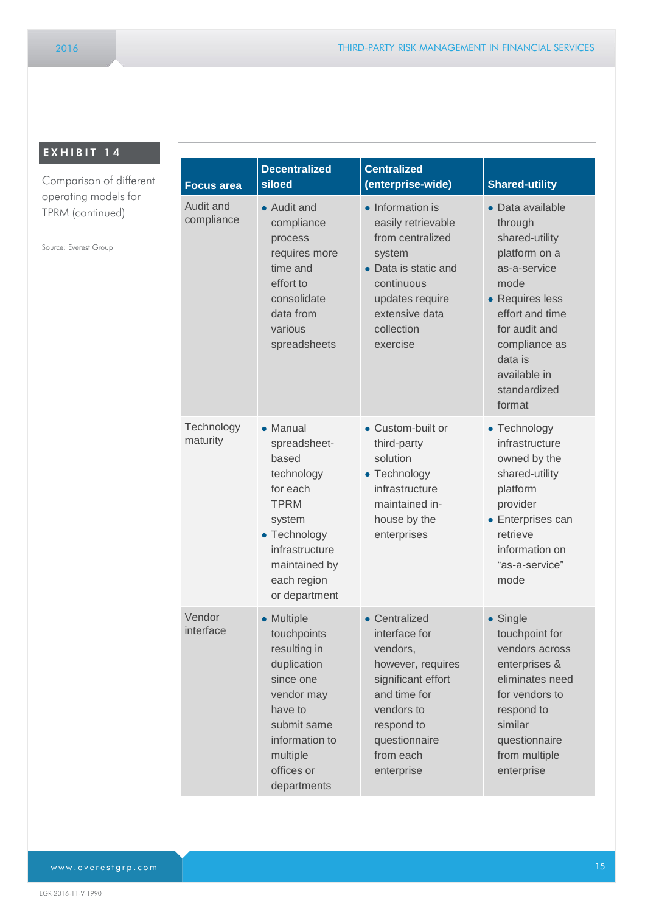**EXHIBIT 14**

Comparison of different operating models for TPRM (continued)

Source: Everest Group

| Focus area | Decentralized siloed | Centralized (enterprise-wide) | Shared-utility |
|---|---|---|---|
| Audit and compliance | • Audit and compliance process requires more time and effort to consolidate data from various spreadsheets | • Information is easily retrievable from centralized system<br>• Data is static and continuous updates require extensive data collection exercise | • Data available through shared-utility platform on a as-a-service mode<br>• Requires less effort and time for audit and compliance as data is available in standardized format |
| Technology maturity | • Manual spreadsheet-based technology for each TPRM system<br>• Technology infrastructure maintained by each region or department | • Custom-built or third-party solution<br>• Technology infrastructure maintained in-house by the enterprises | • Technology infrastructure owned by the shared-utility platform provider<br>• Enterprises can retrieve information on "as-a-service" mode |
| Vendor interface | • Multiple touchpoints resulting in duplication since one vendor may have to submit same information to multiple offices or departments | • Centralized interface for vendors, however, requires significant effort and time for vendors to respond to questionnaire from each enterprise | • Single touchpoint for vendors across enterprises & eliminates need for vendors to respond to similar questionnaire from multiple enterprise |

EGR-2016-11-V-1990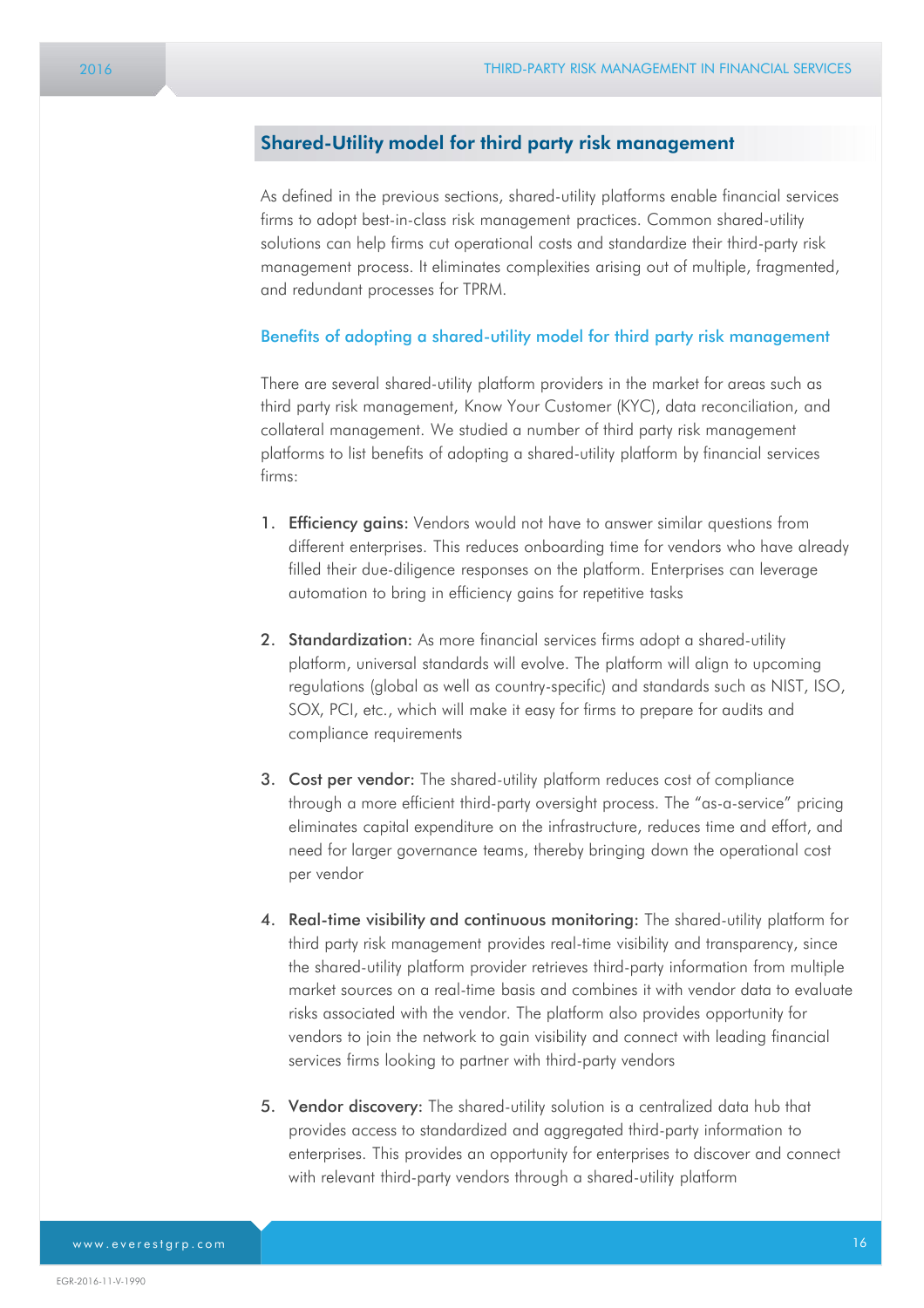## Shared-Utility model for third party risk management

As defined in the previous sections, shared-utility platforms enable financial services firms to adopt best-in-class risk management practices. Common shared-utility solutions can help firms cut operational costs and standardize their third-party risk management process. It eliminates complexities arising out of multiple, fragmented, and redundant processes for TPRM.

### Benefits of adopting a shared-utility model for third party risk management

There are several shared-utility platform providers in the market for areas such as third party risk management, Know Your Customer (KYC), data reconciliation, and collateral management. We studied a number of third party risk management platforms to list benefits of adopting a shared-utility platform by financial services firms:

1. **Efficiency gains:** Vendors would not have to answer similar questions from different enterprises. This reduces onboarding time for vendors who have already filled their due-diligence responses on the platform. Enterprises can leverage automation to bring in efficiency gains for repetitive tasks
2. **Standardization:** As more financial services firms adopt a shared-utility platform, universal standards will evolve. The platform will align to upcoming regulations (global as well as country-specific) and standards such as NIST, ISO, SOX, PCI, etc., which will make it easy for firms to prepare for audits and compliance requirements
3. **Cost per vendor:** The shared-utility platform reduces cost of compliance through a more efficient third-party oversight process. The "as-a-service" pricing eliminates capital expenditure on the infrastructure, reduces time and effort, and need for larger governance teams, thereby bringing down the operational cost per vendor
4. **Real-time visibility and continuous monitoring:** The shared-utility platform for third party risk management provides real-time visibility and transparency, since the shared-utility platform provider retrieves third-party information from multiple market sources on a real-time basis and combines it with vendor data to evaluate risks associated with the vendor. The platform also provides opportunity for vendors to join the network to gain visibility and connect with leading financial services firms looking to partner with third-party vendors
5. **Vendor discovery:** The shared-utility solution is a centralized data hub that provides access to standardized and aggregated third-party information to enterprises. This provides an opportunity for enterprises to discover and connect with relevant third-party vendors through a shared-utility platform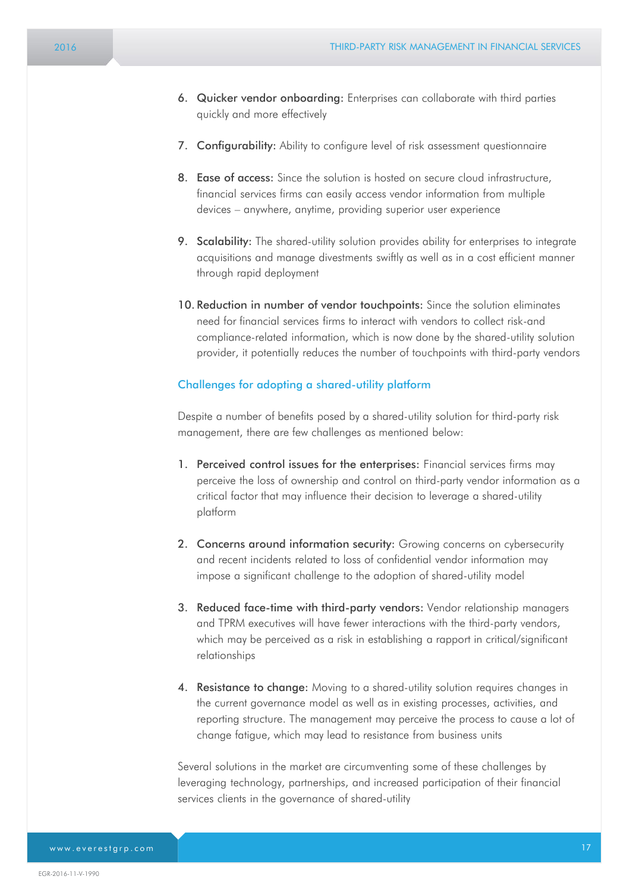6. **Quicker vendor onboarding:** Enterprises can collaborate with third parties quickly and more effectively

7. **Configurability:** Ability to configure level of risk assessment questionnaire

8. **Ease of access:** Since the solution is hosted on secure cloud infrastructure, financial services firms can easily access vendor information from multiple devices – anywhere, anytime, providing superior user experience

9. **Scalability:** The shared-utility solution provides ability for enterprises to integrate acquisitions and manage divestments swiftly as well as in a cost efficient manner through rapid deployment

10. **Reduction in number of vendor touchpoints:** Since the solution eliminates need for financial services firms to interact with vendors to collect risk-and compliance-related information, which is now done by the shared-utility solution provider, it potentially reduces the number of touchpoints with third-party vendors

## Challenges for adopting a shared-utility platform

Despite a number of benefits posed by a shared-utility solution for third-party risk management, there are few challenges as mentioned below:

1. **Perceived control issues for the enterprises:** Financial services firms may perceive the loss of ownership and control on third-party vendor information as a critical factor that may influence their decision to leverage a shared-utility platform

2. **Concerns around information security:** Growing concerns on cybersecurity and recent incidents related to loss of confidential vendor information may impose a significant challenge to the adoption of shared-utility model

3. **Reduced face-time with third-party vendors:** Vendor relationship managers and TPRM executives will have fewer interactions with the third-party vendors, which may be perceived as a risk in establishing a rapport in critical/significant relationships

4. **Resistance to change:** Moving to a shared-utility solution requires changes in the current governance model as well as in existing processes, activities, and reporting structure. The management may perceive the process to cause a lot of change fatigue, which may lead to resistance from business units

Several solutions in the market are circumventing some of these challenges by leveraging technology, partnerships, and increased participation of their financial services clients in the governance of shared-utility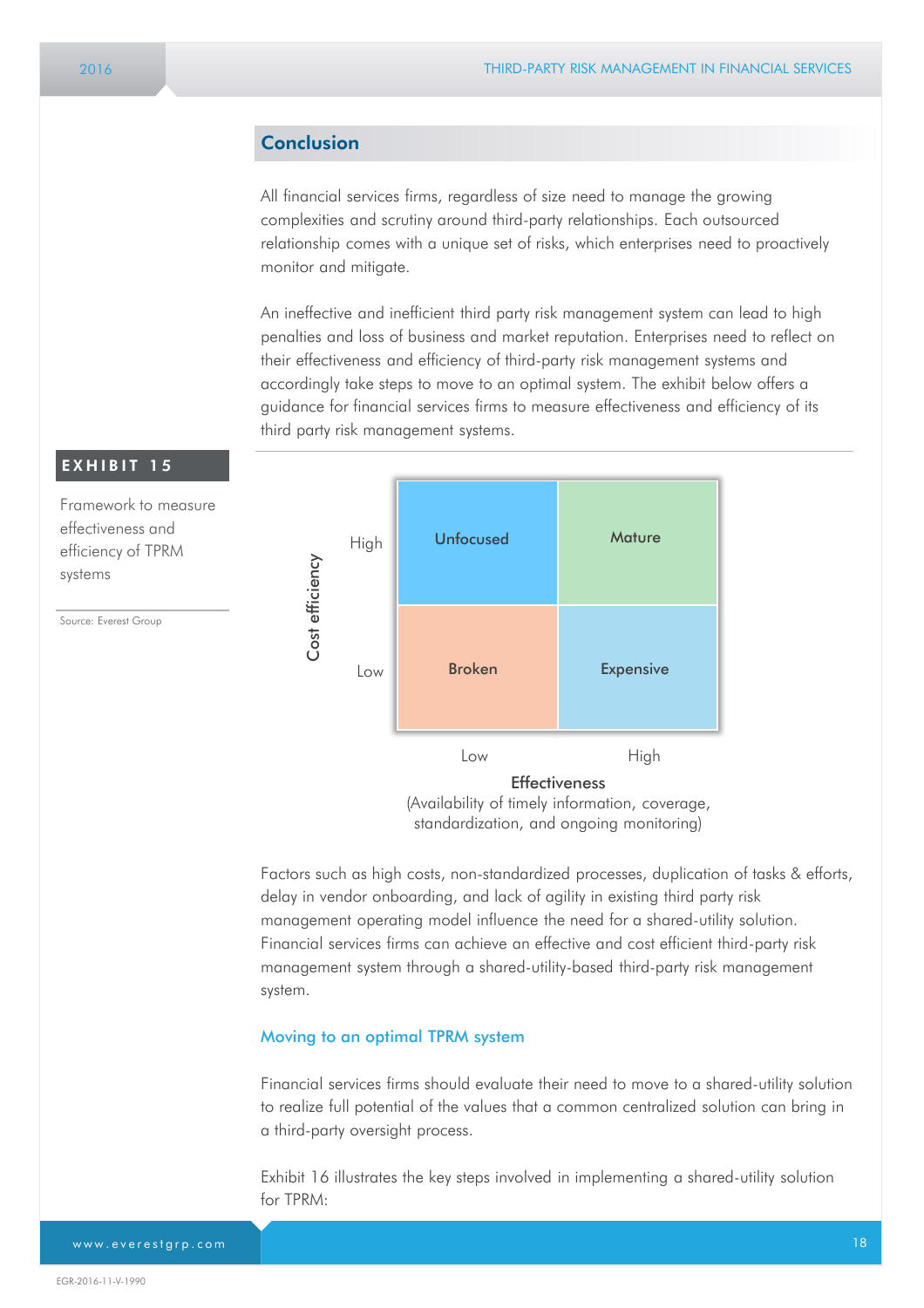## Conclusion

All financial services firms, regardless of size need to manage the growing complexities and scrutiny around third-party relationships. Each outsourced relationship comes with a unique set of risks, which enterprises need to proactively monitor and mitigate.

An ineffective and inefficient third party risk management system can lead to high penalties and loss of business and market reputation. Enterprises need to reflect on their effectiveness and efficiency of third-party risk management systems and accordingly take steps to move to an optimal system. The exhibit below offers a guidance for financial services firms to measure effectiveness and efficiency of its third party risk management systems.

**EXHIBIT 15**

Framework to measure effectiveness and efficiency of TPRM systems

Source: Everest Group

| Cost efficiency | Effectiveness: Low | Effectiveness: High |
|---|---|---|
| High | Unfocused | Mature |
| Low | Broken | Expensive |

Effectiveness (Availability of timely information, coverage, standardization, and ongoing monitoring)

Factors such as high costs, non-standardized processes, duplication of tasks & efforts, delay in vendor onboarding, and lack of agility in existing third party risk management operating model influence the need for a shared-utility solution. Financial services firms can achieve an effective and cost efficient third-party risk management system through a shared-utility-based third-party risk management system.

### Moving to an optimal TPRM system

Financial services firms should evaluate their need to move to a shared-utility solution to realize full potential of the values that a common centralized solution can bring in a third-party oversight process.

Exhibit 16 illustrates the key steps involved in implementing a shared-utility solution for TPRM: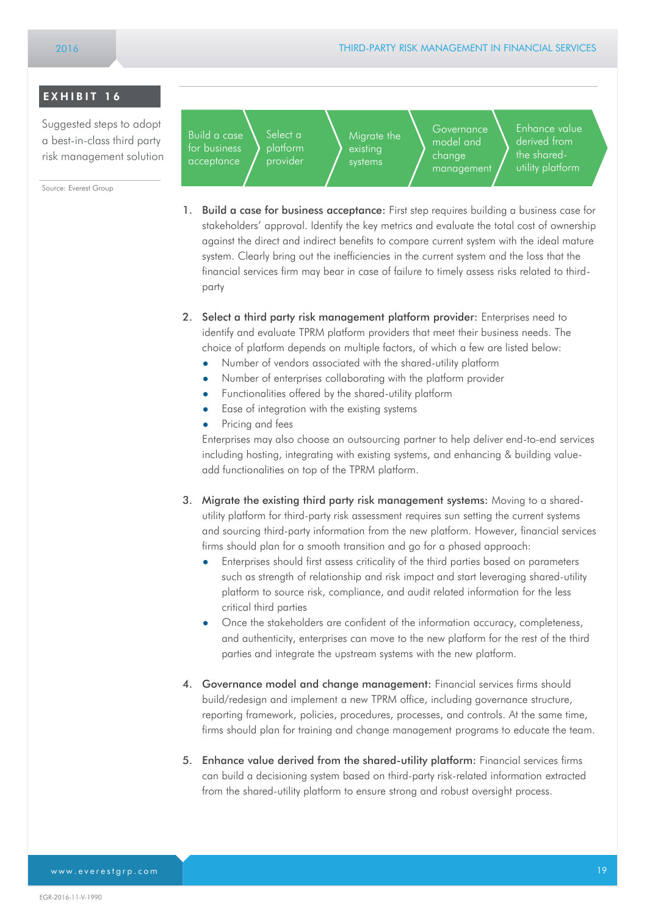**EXHIBIT 16**

Suggested steps to adopt a best-in-class third party risk management solution

Source: Everest Group

Build a case for business acceptance → Select a platform provider → Migrate the existing systems → Governance model and change management → Enhance value derived from the shared-utility platform

1. **Build a case for business acceptance:** First step requires building a business case for stakeholders' approval. Identify the key metrics and evaluate the total cost of ownership against the direct and indirect benefits to compare current system with the ideal mature system. Clearly bring out the inefficiencies in the current system and the loss that the financial services firm may bear in case of failure to timely assess risks related to third-party

2. **Select a third party risk management platform provider:** Enterprises need to identify and evaluate TPRM platform providers that meet their business needs. The choice of platform depends on multiple factors, of which a few are listed below:
   - Number of vendors associated with the shared-utility platform
   - Number of enterprises collaborating with the platform provider
   - Functionalities offered by the shared-utility platform
   - Ease of integration with the existing systems
   - Pricing and fees

   Enterprises may also choose an outsourcing partner to help deliver end-to-end services including hosting, integrating with existing systems, and enhancing & building value-add functionalities on top of the TPRM platform.

3. **Migrate the existing third party risk management systems:** Moving to a shared-utility platform for third-party risk assessment requires sun setting the current systems and sourcing third-party information from the new platform. However, financial services firms should plan for a smooth transition and go for a phased approach:
   - Enterprises should first assess criticality of the third parties based on parameters such as strength of relationship and risk impact and start leveraging shared-utility platform to source risk, compliance, and audit related information for the less critical third parties
   - Once the stakeholders are confident of the information accuracy, completeness, and authenticity, enterprises can move to the new platform for the rest of the third parties and integrate the upstream systems with the new platform.

4. **Governance model and change management:** Financial services firms should build/redesign and implement a new TPRM office, including governance structure, reporting framework, policies, procedures, processes, and controls. At the same time, firms should plan for training and change management programs to educate the team.

5. **Enhance value derived from the shared-utility platform:** Financial services firms can build a decisioning system based on third-party risk-related information extracted from the shared-utility platform to ensure strong and robust oversight process.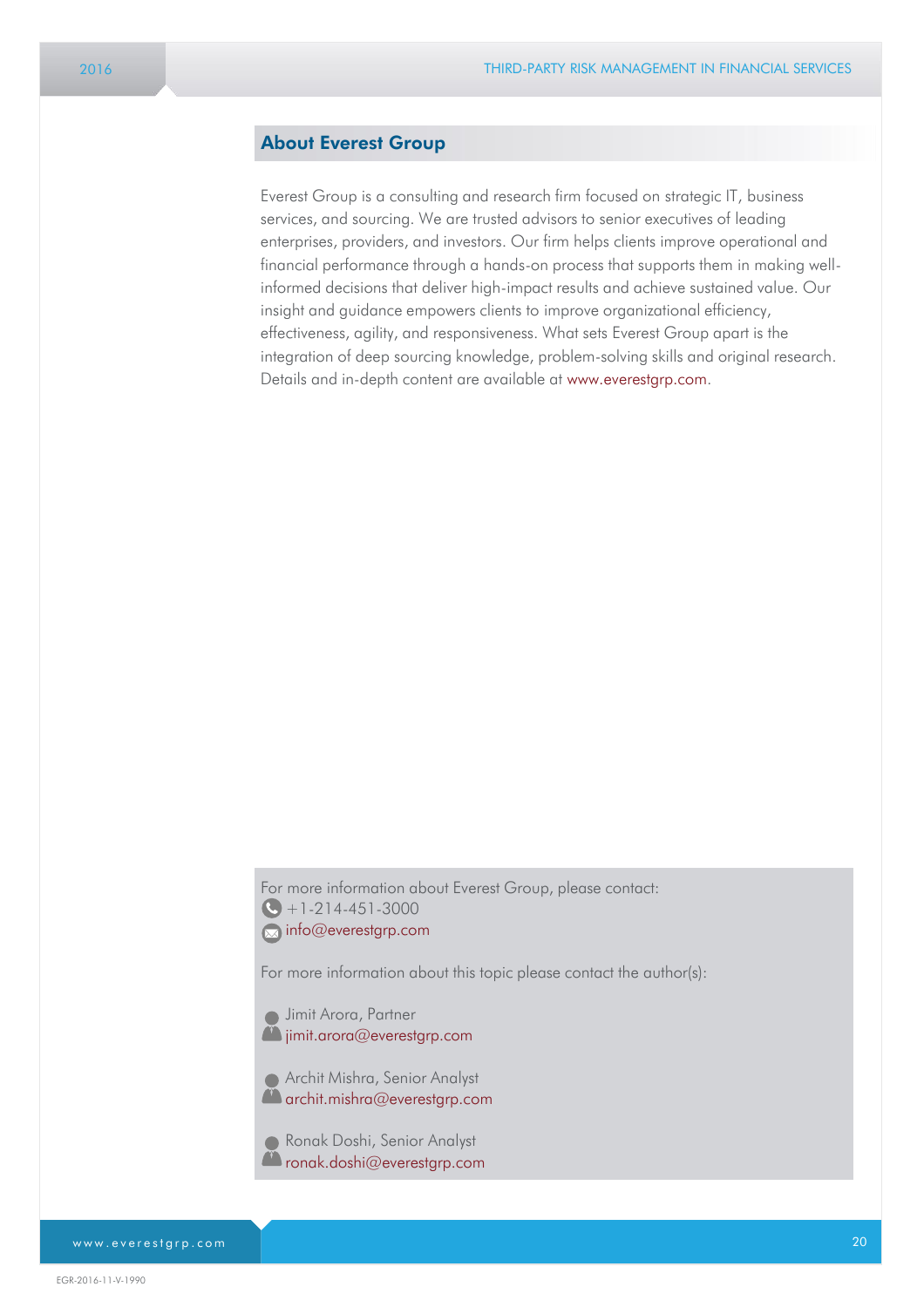## About Everest Group

Everest Group is a consulting and research firm focused on strategic IT, business services, and sourcing. We are trusted advisors to senior executives of leading enterprises, providers, and investors. Our firm helps clients improve operational and financial performance through a hands-on process that supports them in making well-informed decisions that deliver high-impact results and achieve sustained value. Our insight and guidance empowers clients to improve organizational efficiency, effectiveness, agility, and responsiveness. What sets Everest Group apart is the integration of deep sourcing knowledge, problem-solving skills and original research. Details and in-depth content are available at www.everestgrp.com.

For more information about Everest Group, please contact:
+1-214-451-3000
info@everestgrp.com

For more information about this topic please contact the author(s):

Jimit Arora, Partner
jimit.arora@everestgrp.com

Archit Mishra, Senior Analyst
archit.mishra@everestgrp.com

Ronak Doshi, Senior Analyst
ronak.doshi@everestgrp.com

EGR-2016-11-V-1990